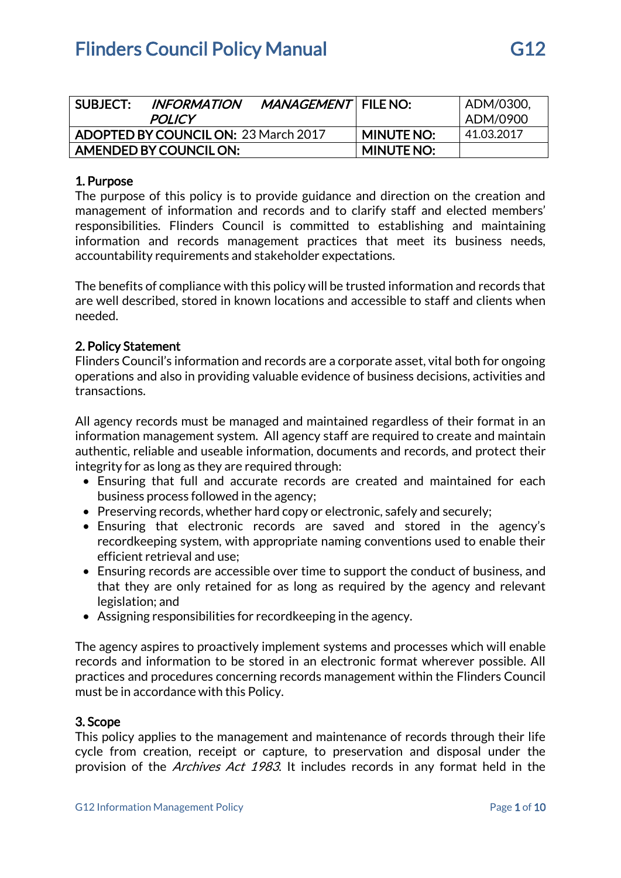# Flinders Council Policy Manual — G12

| SUBJECT: *INFORMATION MANAGEMENT POLICY* | FILE NO: | ADM/0300, ADM/0900 |
|---|---|---|
| ADOPTED BY COUNCIL ON: 23 March 2017 | MINUTE NO: | 41.03.2017 |
| AMENDED BY COUNCIL ON: | MINUTE NO: | |

## 1. Purpose

The purpose of this policy is to provide guidance and direction on the creation and management of information and records and to clarify staff and elected members' responsibilities. Flinders Council is committed to establishing and maintaining information and records management practices that meet its business needs, accountability requirements and stakeholder expectations.

The benefits of compliance with this policy will be trusted information and records that are well described, stored in known locations and accessible to staff and clients when needed.

## 2. Policy Statement

Flinders Council's information and records are a corporate asset, vital both for ongoing operations and also in providing valuable evidence of business decisions, activities and transactions.

All agency records must be managed and maintained regardless of their format in an information management system. All agency staff are required to create and maintain authentic, reliable and useable information, documents and records, and protect their integrity for as long as they are required through:

- Ensuring that full and accurate records are created and maintained for each business process followed in the agency;
- Preserving records, whether hard copy or electronic, safely and securely;
- Ensuring that electronic records are saved and stored in the agency's recordkeeping system, with appropriate naming conventions used to enable their efficient retrieval and use;
- Ensuring records are accessible over time to support the conduct of business, and that they are only retained for as long as required by the agency and relevant legislation; and
- Assigning responsibilities for recordkeeping in the agency.

The agency aspires to proactively implement systems and processes which will enable records and information to be stored in an electronic format wherever possible. All practices and procedures concerning records management within the Flinders Council must be in accordance with this Policy.

## 3. Scope

This policy applies to the management and maintenance of records through their life cycle from creation, receipt or capture, to preservation and disposal under the provision of the *Archives Act 1983*. It includes records in any format held in the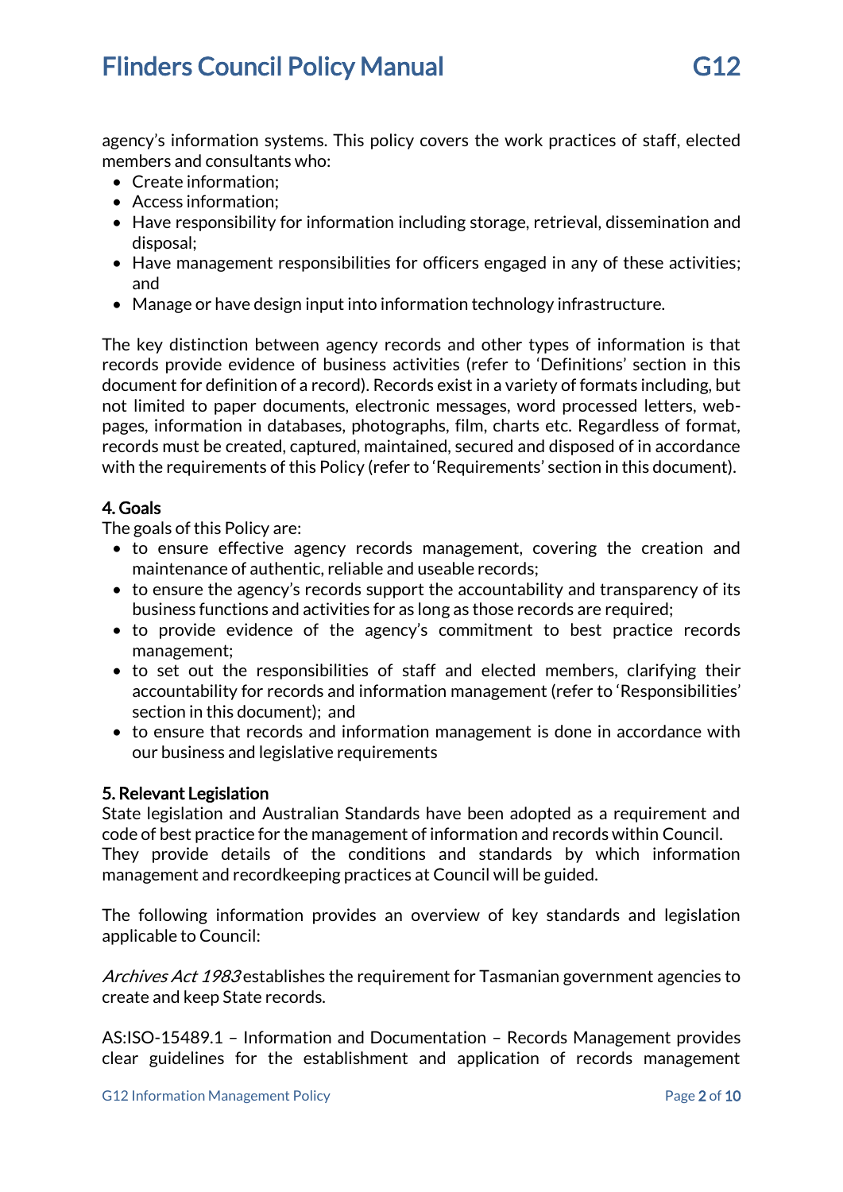agency's information systems. This policy covers the work practices of staff, elected members and consultants who:

- Create information;
- Access information;
- Have responsibility for information including storage, retrieval, dissemination and disposal;
- Have management responsibilities for officers engaged in any of these activities; and
- Manage or have design input into information technology infrastructure.

The key distinction between agency records and other types of information is that records provide evidence of business activities (refer to 'Definitions' section in this document for definition of a record). Records exist in a variety of formats including, but not limited to paper documents, electronic messages, word processed letters, web-pages, information in databases, photographs, film, charts etc. Regardless of format, records must be created, captured, maintained, secured and disposed of in accordance with the requirements of this Policy (refer to 'Requirements' section in this document).

## 4. Goals

The goals of this Policy are:

- to ensure effective agency records management, covering the creation and maintenance of authentic, reliable and useable records;
- to ensure the agency's records support the accountability and transparency of its business functions and activities for as long as those records are required;
- to provide evidence of the agency's commitment to best practice records management;
- to set out the responsibilities of staff and elected members, clarifying their accountability for records and information management (refer to 'Responsibilities' section in this document); and
- to ensure that records and information management is done in accordance with our business and legislative requirements

## 5. Relevant Legislation

State legislation and Australian Standards have been adopted as a requirement and code of best practice for the management of information and records within Council. They provide details of the conditions and standards by which information management and recordkeeping practices at Council will be guided.

The following information provides an overview of key standards and legislation applicable to Council:

*Archives Act 1983* establishes the requirement for Tasmanian government agencies to create and keep State records.

AS:ISO-15489.1 – Information and Documentation – Records Management provides clear guidelines for the establishment and application of records management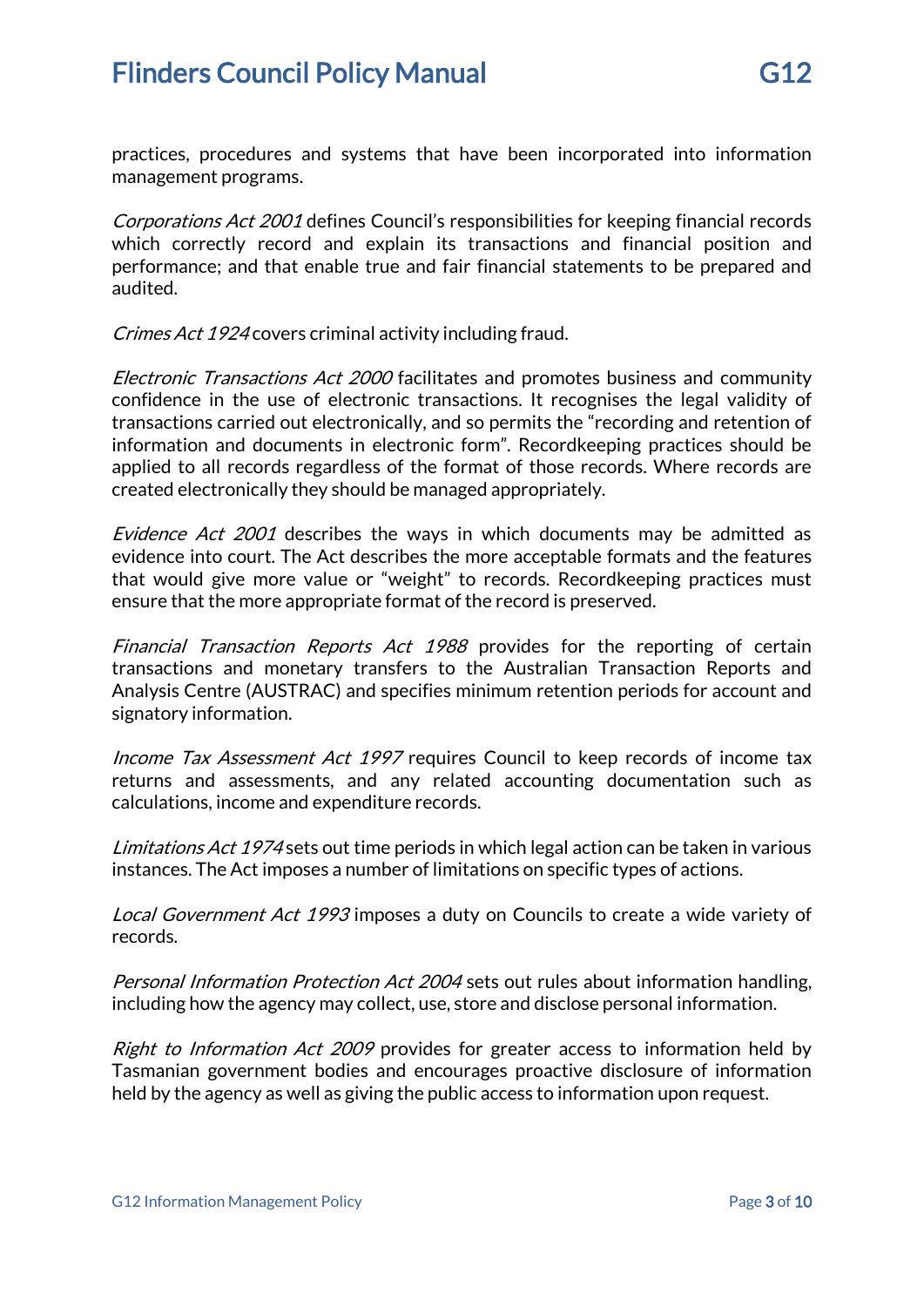practices, procedures and systems that have been incorporated into information management programs.

*Corporations Act 2001* defines Council's responsibilities for keeping financial records which correctly record and explain its transactions and financial position and performance; and that enable true and fair financial statements to be prepared and audited.

*Crimes Act 1924* covers criminal activity including fraud.

*Electronic Transactions Act 2000* facilitates and promotes business and community confidence in the use of electronic transactions. It recognises the legal validity of transactions carried out electronically, and so permits the "recording and retention of information and documents in electronic form". Recordkeeping practices should be applied to all records regardless of the format of those records. Where records are created electronically they should be managed appropriately.

*Evidence Act 2001* describes the ways in which documents may be admitted as evidence into court. The Act describes the more acceptable formats and the features that would give more value or "weight" to records. Recordkeeping practices must ensure that the more appropriate format of the record is preserved.

*Financial Transaction Reports Act 1988* provides for the reporting of certain transactions and monetary transfers to the Australian Transaction Reports and Analysis Centre (AUSTRAC) and specifies minimum retention periods for account and signatory information.

*Income Tax Assessment Act 1997* requires Council to keep records of income tax returns and assessments, and any related accounting documentation such as calculations, income and expenditure records.

*Limitations Act 1974* sets out time periods in which legal action can be taken in various instances. The Act imposes a number of limitations on specific types of actions.

*Local Government Act 1993* imposes a duty on Councils to create a wide variety of records.

*Personal Information Protection Act 2004* sets out rules about information handling, including how the agency may collect, use, store and disclose personal information.

*Right to Information Act 2009* provides for greater access to information held by Tasmanian government bodies and encourages proactive disclosure of information held by the agency as well as giving the public access to information upon request.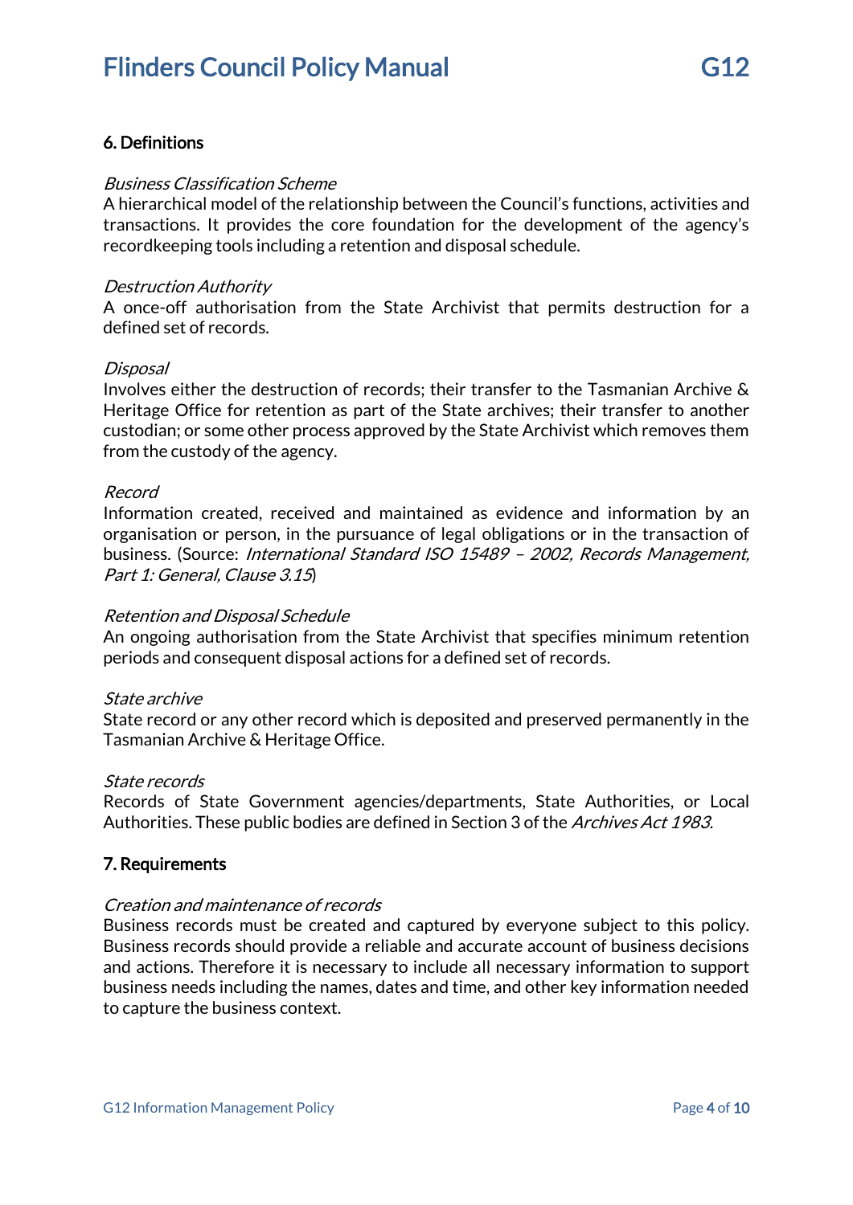## 6. Definitions

*Business Classification Scheme*
A hierarchical model of the relationship between the Council's functions, activities and transactions. It provides the core foundation for the development of the agency's recordkeeping tools including a retention and disposal schedule.

*Destruction Authority*
A once-off authorisation from the State Archivist that permits destruction for a defined set of records.

*Disposal*
Involves either the destruction of records; their transfer to the Tasmanian Archive & Heritage Office for retention as part of the State archives; their transfer to another custodian; or some other process approved by the State Archivist which removes them from the custody of the agency.

*Record*
Information created, received and maintained as evidence and information by an organisation or person, in the pursuance of legal obligations or in the transaction of business. (Source: *International Standard ISO 15489 – 2002, Records Management, Part 1: General, Clause 3.15*)

*Retention and Disposal Schedule*
An ongoing authorisation from the State Archivist that specifies minimum retention periods and consequent disposal actions for a defined set of records.

*State archive*
State record or any other record which is deposited and preserved permanently in the Tasmanian Archive & Heritage Office.

*State records*
Records of State Government agencies/departments, State Authorities, or Local Authorities. These public bodies are defined in Section 3 of the *Archives Act 1983.*

## 7. Requirements

*Creation and maintenance of records*
Business records must be created and captured by everyone subject to this policy. Business records should provide a reliable and accurate account of business decisions and actions. Therefore it is necessary to include all necessary information to support business needs including the names, dates and time, and other key information needed to capture the business context.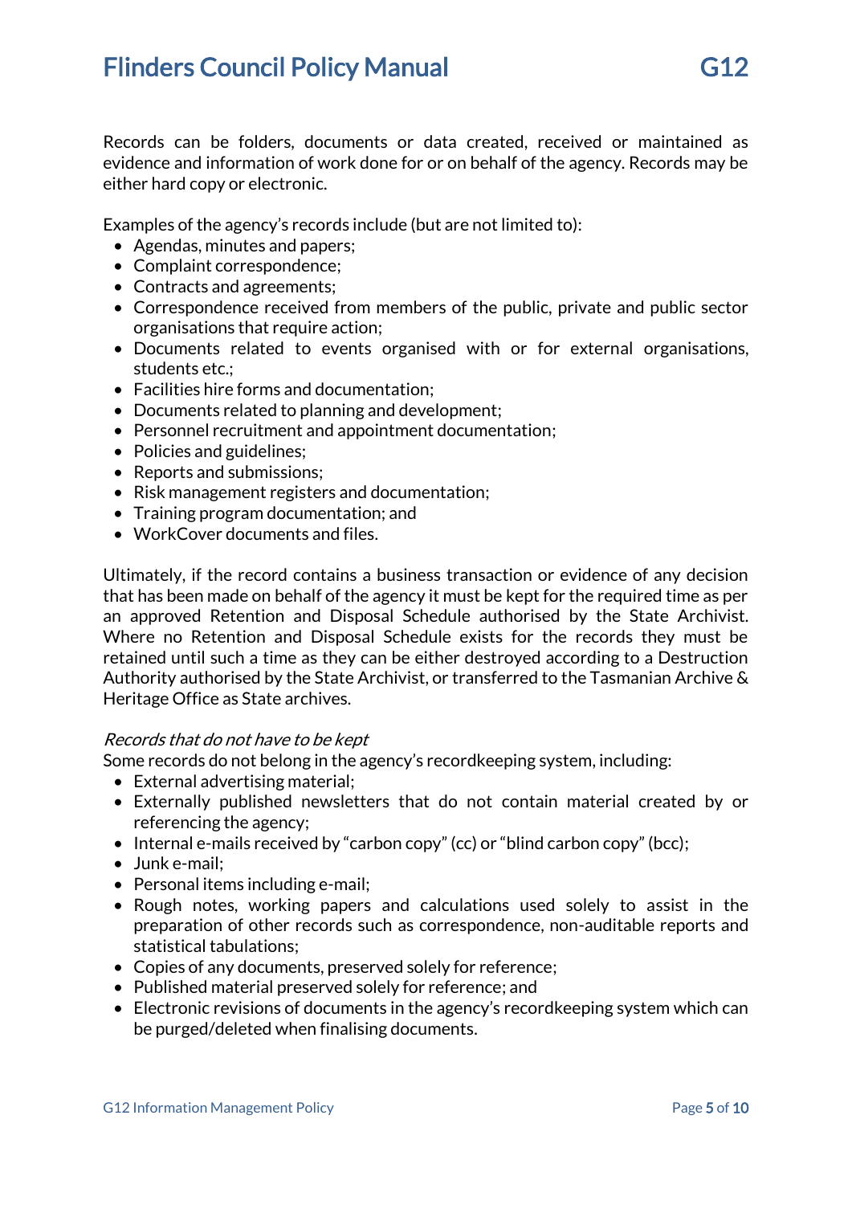Records can be folders, documents or data created, received or maintained as evidence and information of work done for or on behalf of the agency. Records may be either hard copy or electronic.

Examples of the agency's records include (but are not limited to):

- Agendas, minutes and papers;
- Complaint correspondence;
- Contracts and agreements;
- Correspondence received from members of the public, private and public sector organisations that require action;
- Documents related to events organised with or for external organisations, students etc.;
- Facilities hire forms and documentation;
- Documents related to planning and development;
- Personnel recruitment and appointment documentation;
- Policies and guidelines;
- Reports and submissions;
- Risk management registers and documentation;
- Training program documentation; and
- WorkCover documents and files.

Ultimately, if the record contains a business transaction or evidence of any decision that has been made on behalf of the agency it must be kept for the required time as per an approved Retention and Disposal Schedule authorised by the State Archivist. Where no Retention and Disposal Schedule exists for the records they must be retained until such a time as they can be either destroyed according to a Destruction Authority authorised by the State Archivist, or transferred to the Tasmanian Archive & Heritage Office as State archives.

*Records that do not have to be kept*

Some records do not belong in the agency's recordkeeping system, including:

- External advertising material;
- Externally published newsletters that do not contain material created by or referencing the agency;
- Internal e-mails received by "carbon copy" (cc) or "blind carbon copy" (bcc);
- Junk e-mail;
- Personal items including e-mail;
- Rough notes, working papers and calculations used solely to assist in the preparation of other records such as correspondence, non-auditable reports and statistical tabulations;
- Copies of any documents, preserved solely for reference;
- Published material preserved solely for reference; and
- Electronic revisions of documents in the agency's recordkeeping system which can be purged/deleted when finalising documents.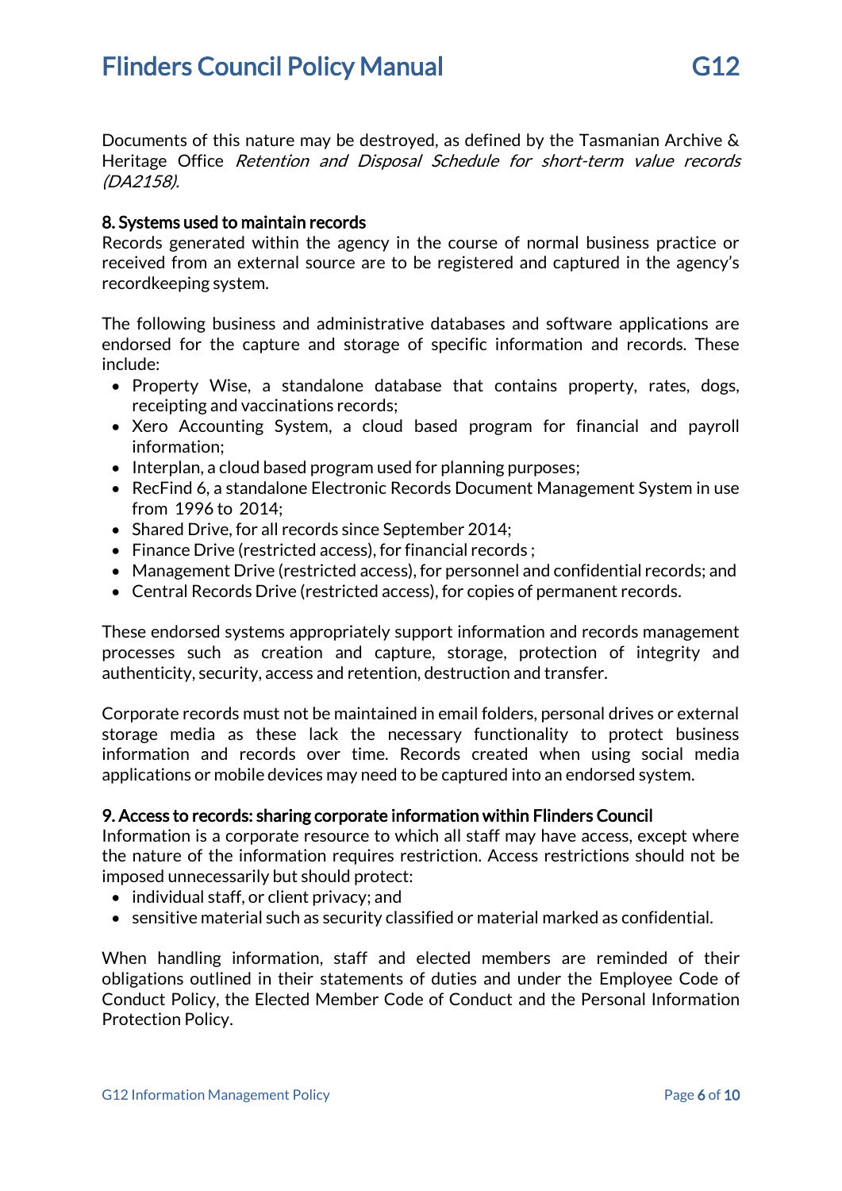Documents of this nature may be destroyed, as defined by the Tasmanian Archive & Heritage Office *Retention and Disposal Schedule for short-term value records (DA2158).*

### 8. Systems used to maintain records

Records generated within the agency in the course of normal business practice or received from an external source are to be registered and captured in the agency's recordkeeping system.

The following business and administrative databases and software applications are endorsed for the capture and storage of specific information and records. These include:

- Property Wise, a standalone database that contains property, rates, dogs, receipting and vaccinations records;
- Xero Accounting System, a cloud based program for financial and payroll information;
- Interplan, a cloud based program used for planning purposes;
- RecFind 6, a standalone Electronic Records Document Management System in use from 1996 to 2014;
- Shared Drive, for all records since September 2014;
- Finance Drive (restricted access), for financial records ;
- Management Drive (restricted access), for personnel and confidential records; and
- Central Records Drive (restricted access), for copies of permanent records.

These endorsed systems appropriately support information and records management processes such as creation and capture, storage, protection of integrity and authenticity, security, access and retention, destruction and transfer.

Corporate records must not be maintained in email folders, personal drives or external storage media as these lack the necessary functionality to protect business information and records over time. Records created when using social media applications or mobile devices may need to be captured into an endorsed system.

### 9. Access to records: sharing corporate information within Flinders Council

Information is a corporate resource to which all staff may have access, except where the nature of the information requires restriction. Access restrictions should not be imposed unnecessarily but should protect:

- individual staff, or client privacy; and
- sensitive material such as security classified or material marked as confidential.

When handling information, staff and elected members are reminded of their obligations outlined in their statements of duties and under the Employee Code of Conduct Policy, the Elected Member Code of Conduct and the Personal Information Protection Policy.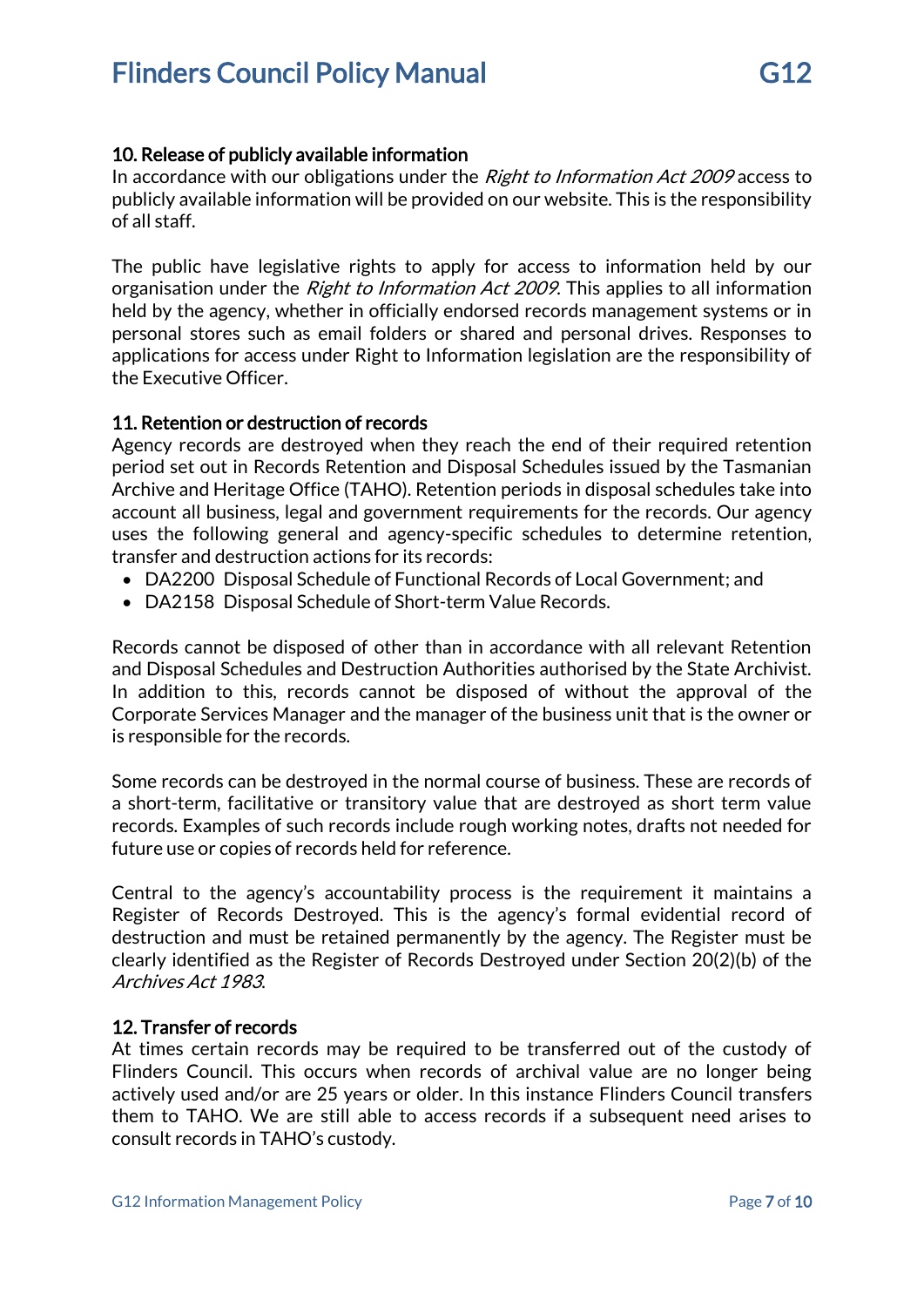**10. Release of publicly available information**

In accordance with our obligations under the *Right to Information Act 2009* access to publicly available information will be provided on our website. This is the responsibility of all staff.

The public have legislative rights to apply for access to information held by our organisation under the *Right to Information Act 2009*. This applies to all information held by the agency, whether in officially endorsed records management systems or in personal stores such as email folders or shared and personal drives. Responses to applications for access under Right to Information legislation are the responsibility of the Executive Officer.

**11. Retention or destruction of records**

Agency records are destroyed when they reach the end of their required retention period set out in Records Retention and Disposal Schedules issued by the Tasmanian Archive and Heritage Office (TAHO). Retention periods in disposal schedules take into account all business, legal and government requirements for the records. Our agency uses the following general and agency-specific schedules to determine retention, transfer and destruction actions for its records:

- DA2200 Disposal Schedule of Functional Records of Local Government; and
- DA2158 Disposal Schedule of Short-term Value Records.

Records cannot be disposed of other than in accordance with all relevant Retention and Disposal Schedules and Destruction Authorities authorised by the State Archivist. In addition to this, records cannot be disposed of without the approval of the Corporate Services Manager and the manager of the business unit that is the owner or is responsible for the records.

Some records can be destroyed in the normal course of business. These are records of a short-term, facilitative or transitory value that are destroyed as short term value records. Examples of such records include rough working notes, drafts not needed for future use or copies of records held for reference.

Central to the agency's accountability process is the requirement it maintains a Register of Records Destroyed. This is the agency's formal evidential record of destruction and must be retained permanently by the agency. The Register must be clearly identified as the Register of Records Destroyed under Section 20(2)(b) of the *Archives Act 1983*.

**12. Transfer of records**

At times certain records may be required to be transferred out of the custody of Flinders Council. This occurs when records of archival value are no longer being actively used and/or are 25 years or older. In this instance Flinders Council transfers them to TAHO. We are still able to access records if a subsequent need arises to consult records in TAHO's custody.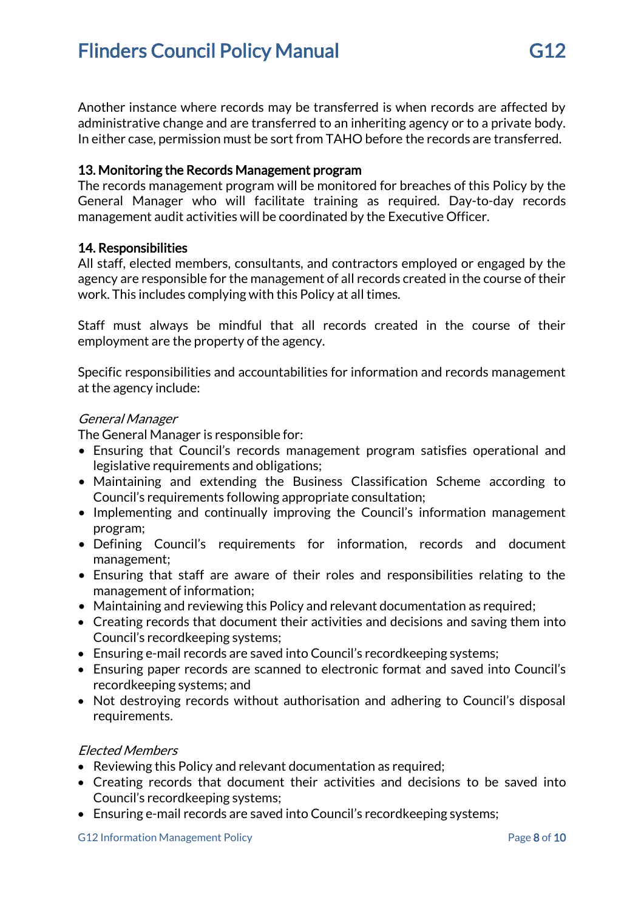Another instance where records may be transferred is when records are affected by administrative change and are transferred to an inheriting agency or to a private body. In either case, permission must be sort from TAHO before the records are transferred.

### 13. Monitoring the Records Management program

The records management program will be monitored for breaches of this Policy by the General Manager who will facilitate training as required. Day-to-day records management audit activities will be coordinated by the Executive Officer.

### 14. Responsibilities

All staff, elected members, consultants, and contractors employed or engaged by the agency are responsible for the management of all records created in the course of their work. This includes complying with this Policy at all times.

Staff must always be mindful that all records created in the course of their employment are the property of the agency.

Specific responsibilities and accountabilities for information and records management at the agency include:

*General Manager*

The General Manager is responsible for:

- Ensuring that Council's records management program satisfies operational and legislative requirements and obligations;
- Maintaining and extending the Business Classification Scheme according to Council's requirements following appropriate consultation;
- Implementing and continually improving the Council's information management program;
- Defining Council's requirements for information, records and document management;
- Ensuring that staff are aware of their roles and responsibilities relating to the management of information;
- Maintaining and reviewing this Policy and relevant documentation as required;
- Creating records that document their activities and decisions and saving them into Council's recordkeeping systems;
- Ensuring e-mail records are saved into Council's recordkeeping systems;
- Ensuring paper records are scanned to electronic format and saved into Council's recordkeeping systems; and
- Not destroying records without authorisation and adhering to Council's disposal requirements.

*Elected Members*

- Reviewing this Policy and relevant documentation as required;
- Creating records that document their activities and decisions to be saved into Council's recordkeeping systems;
- Ensuring e-mail records are saved into Council's recordkeeping systems;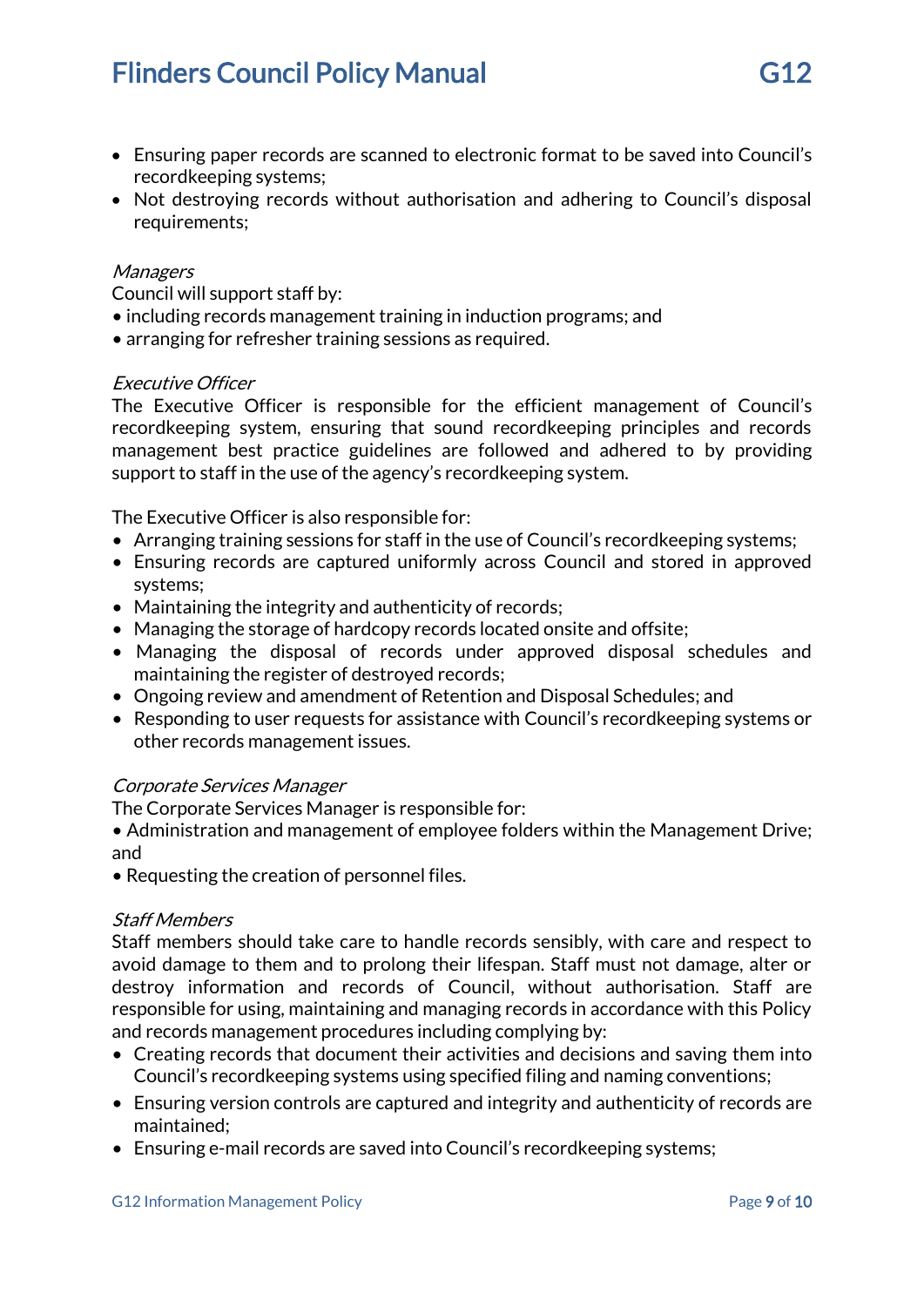- Ensuring paper records are scanned to electronic format to be saved into Council's recordkeeping systems;
- Not destroying records without authorisation and adhering to Council's disposal requirements;

*Managers*

Council will support staff by:

- including records management training in induction programs; and
- arranging for refresher training sessions as required.

*Executive Officer*

The Executive Officer is responsible for the efficient management of Council's recordkeeping system, ensuring that sound recordkeeping principles and records management best practice guidelines are followed and adhered to by providing support to staff in the use of the agency's recordkeeping system.

The Executive Officer is also responsible for:

- Arranging training sessions for staff in the use of Council's recordkeeping systems;
- Ensuring records are captured uniformly across Council and stored in approved systems;
- Maintaining the integrity and authenticity of records;
- Managing the storage of hardcopy records located onsite and offsite;
- Managing the disposal of records under approved disposal schedules and maintaining the register of destroyed records;
- Ongoing review and amendment of Retention and Disposal Schedules; and
- Responding to user requests for assistance with Council's recordkeeping systems or other records management issues.

*Corporate Services Manager*

The Corporate Services Manager is responsible for:

- Administration and management of employee folders within the Management Drive; and
- Requesting the creation of personnel files.

*Staff Members*

Staff members should take care to handle records sensibly, with care and respect to avoid damage to them and to prolong their lifespan. Staff must not damage, alter or destroy information and records of Council, without authorisation. Staff are responsible for using, maintaining and managing records in accordance with this Policy and records management procedures including complying by:

- Creating records that document their activities and decisions and saving them into Council's recordkeeping systems using specified filing and naming conventions;
- Ensuring version controls are captured and integrity and authenticity of records are maintained;
- Ensuring e-mail records are saved into Council's recordkeeping systems;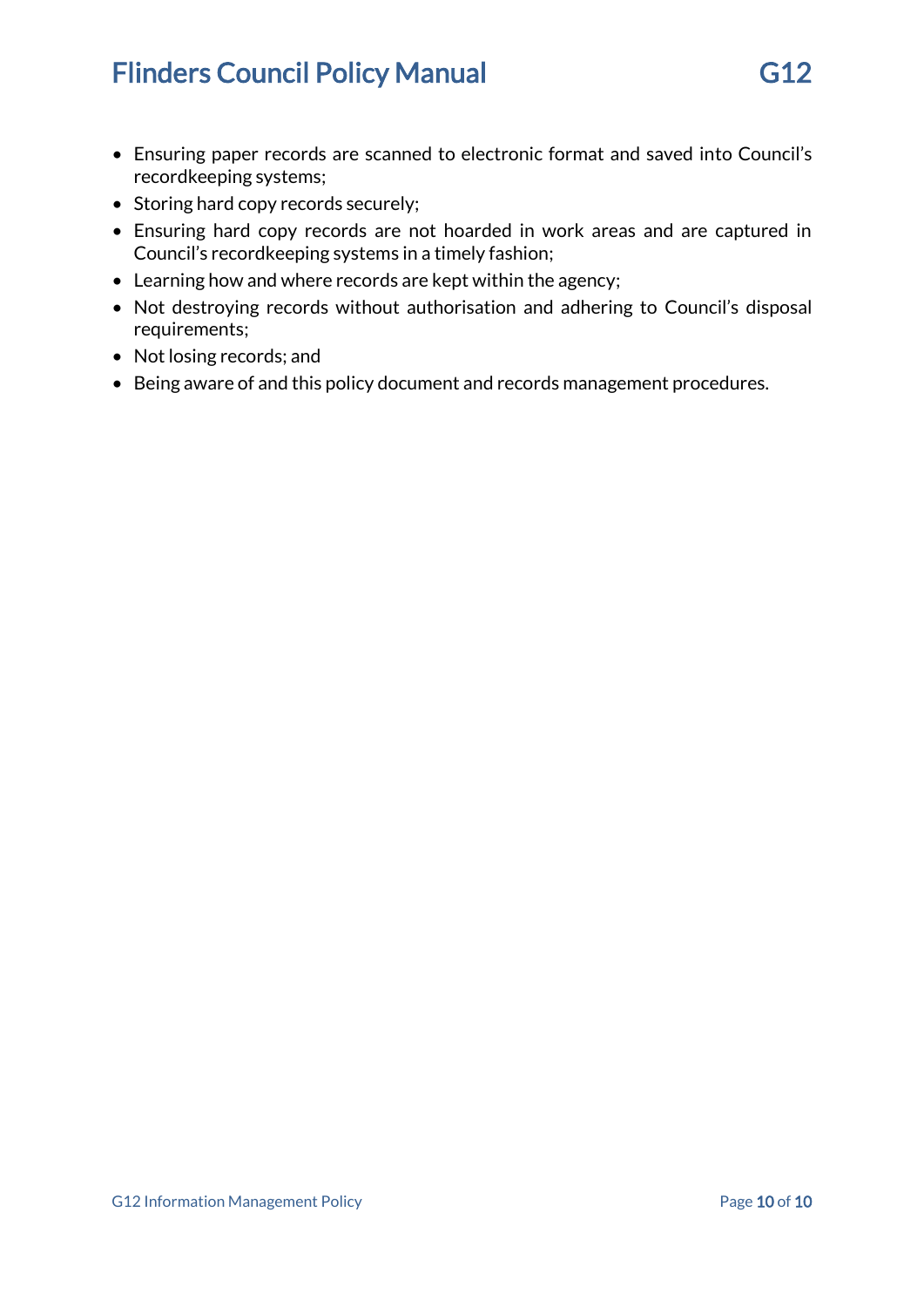- Ensuring paper records are scanned to electronic format and saved into Council's recordkeeping systems;
- Storing hard copy records securely;
- Ensuring hard copy records are not hoarded in work areas and are captured in Council's recordkeeping systems in a timely fashion;
- Learning how and where records are kept within the agency;
- Not destroying records without authorisation and adhering to Council's disposal requirements;
- Not losing records; and
- Being aware of and this policy document and records management procedures.